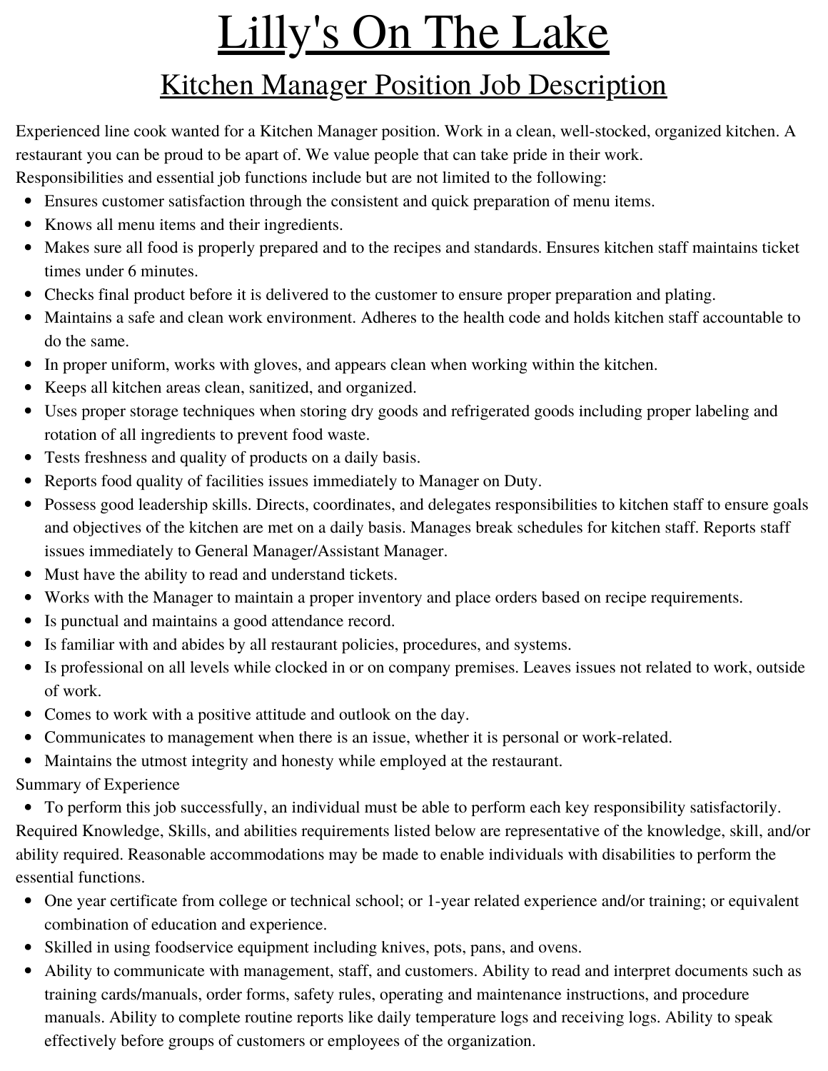# Lilly's On The Lake

## Kitchen Manager Position Job Description

Experienced line cook wanted for a Kitchen Manager position. Work in a clean, well-stocked, organized kitchen. A restaurant you can be proud to be apart of. We value people that can take pride in their work.
Responsibilities and essential job functions include but are not limited to the following:

- Ensures customer satisfaction through the consistent and quick preparation of menu items.
- Knows all menu items and their ingredients.
- Makes sure all food is properly prepared and to the recipes and standards. Ensures kitchen staff maintains ticket times under 6 minutes.
- Checks final product before it is delivered to the customer to ensure proper preparation and plating.
- Maintains a safe and clean work environment. Adheres to the health code and holds kitchen staff accountable to do the same.
- In proper uniform, works with gloves, and appears clean when working within the kitchen.
- Keeps all kitchen areas clean, sanitized, and organized.
- Uses proper storage techniques when storing dry goods and refrigerated goods including proper labeling and rotation of all ingredients to prevent food waste.
- Tests freshness and quality of products on a daily basis.
- Reports food quality of facilities issues immediately to Manager on Duty.
- Possess good leadership skills. Directs, coordinates, and delegates responsibilities to kitchen staff to ensure goals and objectives of the kitchen are met on a daily basis. Manages break schedules for kitchen staff. Reports staff issues immediately to General Manager/Assistant Manager.
- Must have the ability to read and understand tickets.
- Works with the Manager to maintain a proper inventory and place orders based on recipe requirements.
- Is punctual and maintains a good attendance record.
- Is familiar with and abides by all restaurant policies, procedures, and systems.
- Is professional on all levels while clocked in or on company premises. Leaves issues not related to work, outside of work.
- Comes to work with a positive attitude and outlook on the day.
- Communicates to management when there is an issue, whether it is personal or work-related.
- Maintains the utmost integrity and honesty while employed at the restaurant.

Summary of Experience

- To perform this job successfully, an individual must be able to perform each key responsibility satisfactorily.

Required Knowledge, Skills, and abilities requirements listed below are representative of the knowledge, skill, and/or ability required. Reasonable accommodations may be made to enable individuals with disabilities to perform the essential functions.

- One year certificate from college or technical school; or 1-year related experience and/or training; or equivalent combination of education and experience.
- Skilled in using foodservice equipment including knives, pots, pans, and ovens.
- Ability to communicate with management, staff, and customers. Ability to read and interpret documents such as training cards/manuals, order forms, safety rules, operating and maintenance instructions, and procedure manuals. Ability to complete routine reports like daily temperature logs and receiving logs. Ability to speak effectively before groups of customers or employees of the organization.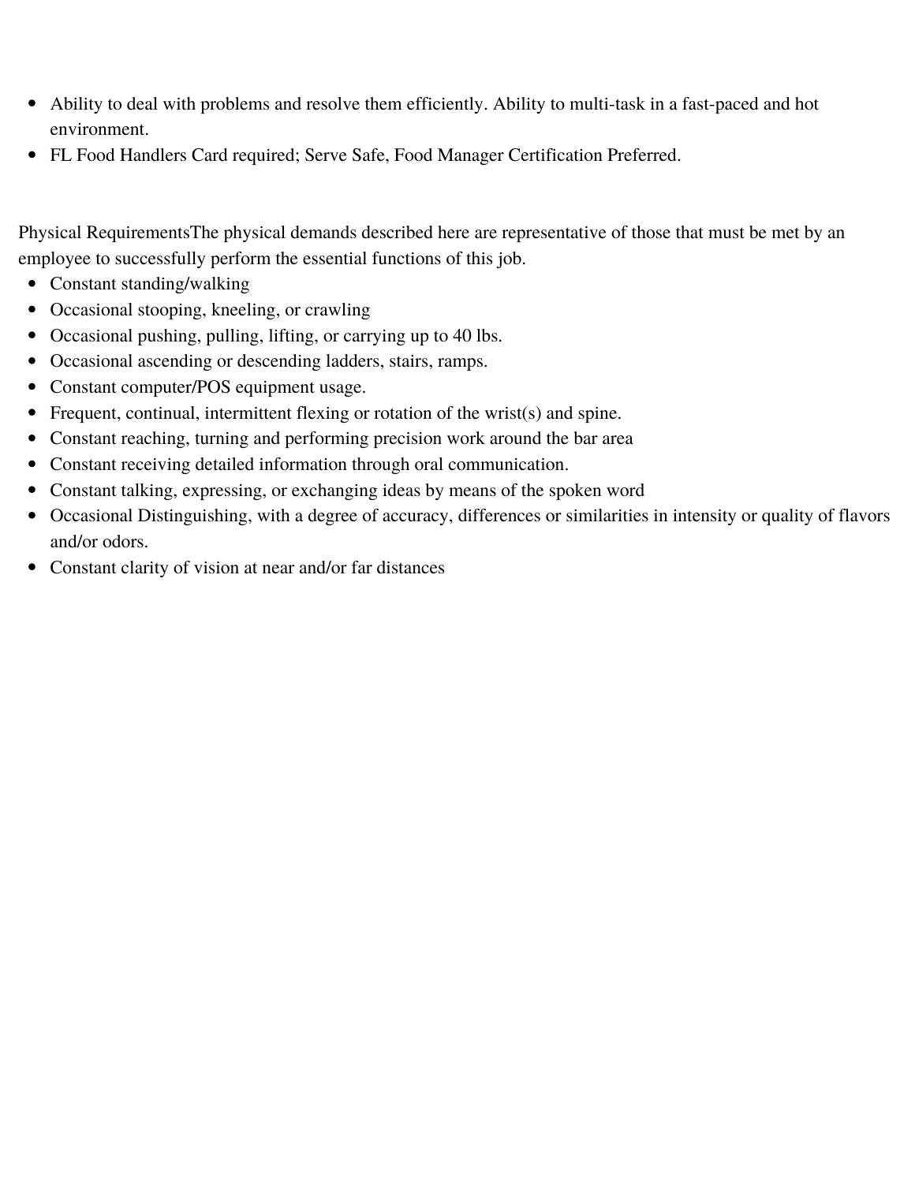- Ability to deal with problems and resolve them efficiently. Ability to multi-task in a fast-paced and hot environment.
- FL Food Handlers Card required; Serve Safe, Food Manager Certification Preferred.

Physical RequirementsThe physical demands described here are representative of those that must be met by an employee to successfully perform the essential functions of this job.

- Constant standing/walking
- Occasional stooping, kneeling, or crawling
- Occasional pushing, pulling, lifting, or carrying up to 40 lbs.
- Occasional ascending or descending ladders, stairs, ramps.
- Constant computer/POS equipment usage.
- Frequent, continual, intermittent flexing or rotation of the wrist(s) and spine.
- Constant reaching, turning and performing precision work around the bar area
- Constant receiving detailed information through oral communication.
- Constant talking, expressing, or exchanging ideas by means of the spoken word
- Occasional Distinguishing, with a degree of accuracy, differences or similarities in intensity or quality of flavors and/or odors.
- Constant clarity of vision at near and/or far distances